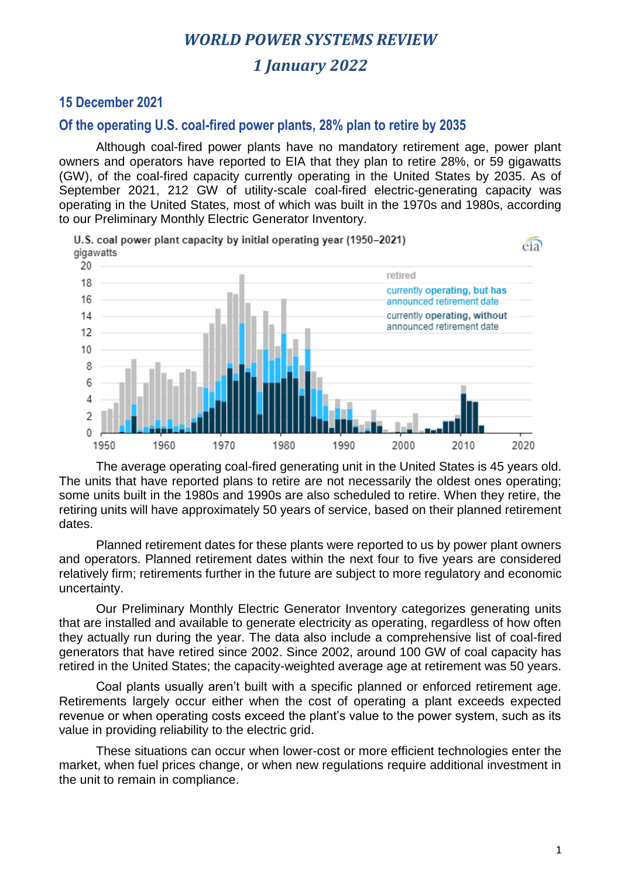# *WORLD POWER SYSTEMS REVIEW*

## *1 January 2022*

### 15 December 2021

### Of the operating U.S. coal-fired power plants, 28% plan to retire by 2035

Although coal-fired power plants have no mandatory retirement age, power plant owners and operators have reported to EIA that they plan to retire 28%, or 59 gigawatts (GW), of the coal-fired capacity currently operating in the United States by 2035. As of September 2021, 212 GW of utility-scale coal-fired electric-generating capacity was operating in the United States, most of which was built in the 1970s and 1980s, according to our Preliminary Monthly Electric Generator Inventory.

U.S. coal power plant capacity by initial operating year (1950–2021)

The average operating coal-fired generating unit in the United States is 45 years old. The units that have reported plans to retire are not necessarily the oldest ones operating; some units built in the 1980s and 1990s are also scheduled to retire. When they retire, the retiring units will have approximately 50 years of service, based on their planned retirement dates.

Planned retirement dates for these plants were reported to us by power plant owners and operators. Planned retirement dates within the next four to five years are considered relatively firm; retirements further in the future are subject to more regulatory and economic uncertainty.

Our Preliminary Monthly Electric Generator Inventory categorizes generating units that are installed and available to generate electricity as operating, regardless of how often they actually run during the year. The data also include a comprehensive list of coal-fired generators that have retired since 2002. Since 2002, around 100 GW of coal capacity has retired in the United States; the capacity-weighted average age at retirement was 50 years.

Coal plants usually aren't built with a specific planned or enforced retirement age. Retirements largely occur either when the cost of operating a plant exceeds expected revenue or when operating costs exceed the plant's value to the power system, such as its value in providing reliability to the electric grid.

These situations can occur when lower-cost or more efficient technologies enter the market, when fuel prices change, or when new regulations require additional investment in the unit to remain in compliance.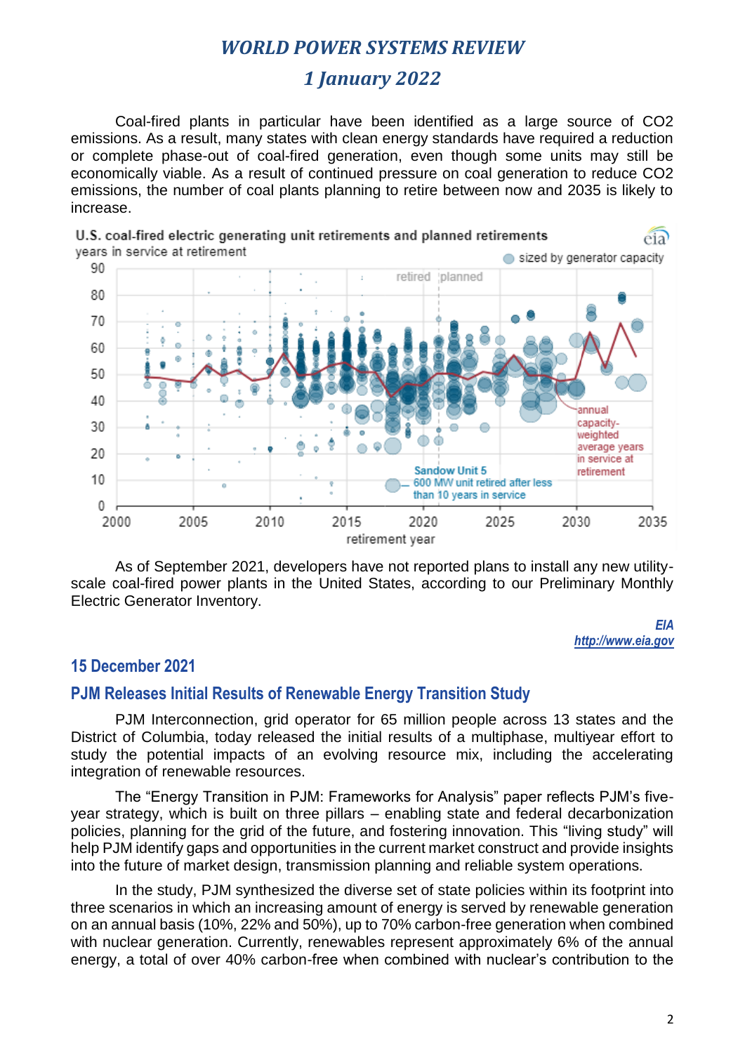Coal-fired plants in particular have been identified as a large source of $CO_2$ emissions. As a result, many states with clean energy standards have required a reduction or complete phase-out of coal-fired generation, even though some units may still be economically viable. As a result of continued pressure on coal generation to reduce $CO_2$ emissions, the number of coal plants planning to retire between now and 2035 is likely to increase.

U.S. coal-fired electric generating unit retirements and planned retirements

As of September 2021, developers have not reported plans to install any new utility-scale coal-fired power plants in the United States, according to our Preliminary Monthly Electric Generator Inventory.

*EIA*
*http://www.eia.gov*

## 15 December 2021

### PJM Releases Initial Results of Renewable Energy Transition Study

PJM Interconnection, grid operator for 65 million people across 13 states and the District of Columbia, today released the initial results of a multiphase, multiyear effort to study the potential impacts of an evolving resource mix, including the accelerating integration of renewable resources.

The "Energy Transition in PJM: Frameworks for Analysis" paper reflects PJM's five-year strategy, which is built on three pillars – enabling state and federal decarbonization policies, planning for the grid of the future, and fostering innovation. This "living study" will help PJM identify gaps and opportunities in the current market construct and provide insights into the future of market design, transmission planning and reliable system operations.

In the study, PJM synthesized the diverse set of state policies within its footprint into three scenarios in which an increasing amount of energy is served by renewable generation on an annual basis (10%, 22% and 50%), up to 70% carbon-free generation when combined with nuclear generation. Currently, renewables represent approximately 6% of the annual energy, a total of over 40% carbon-free when combined with nuclear's contribution to the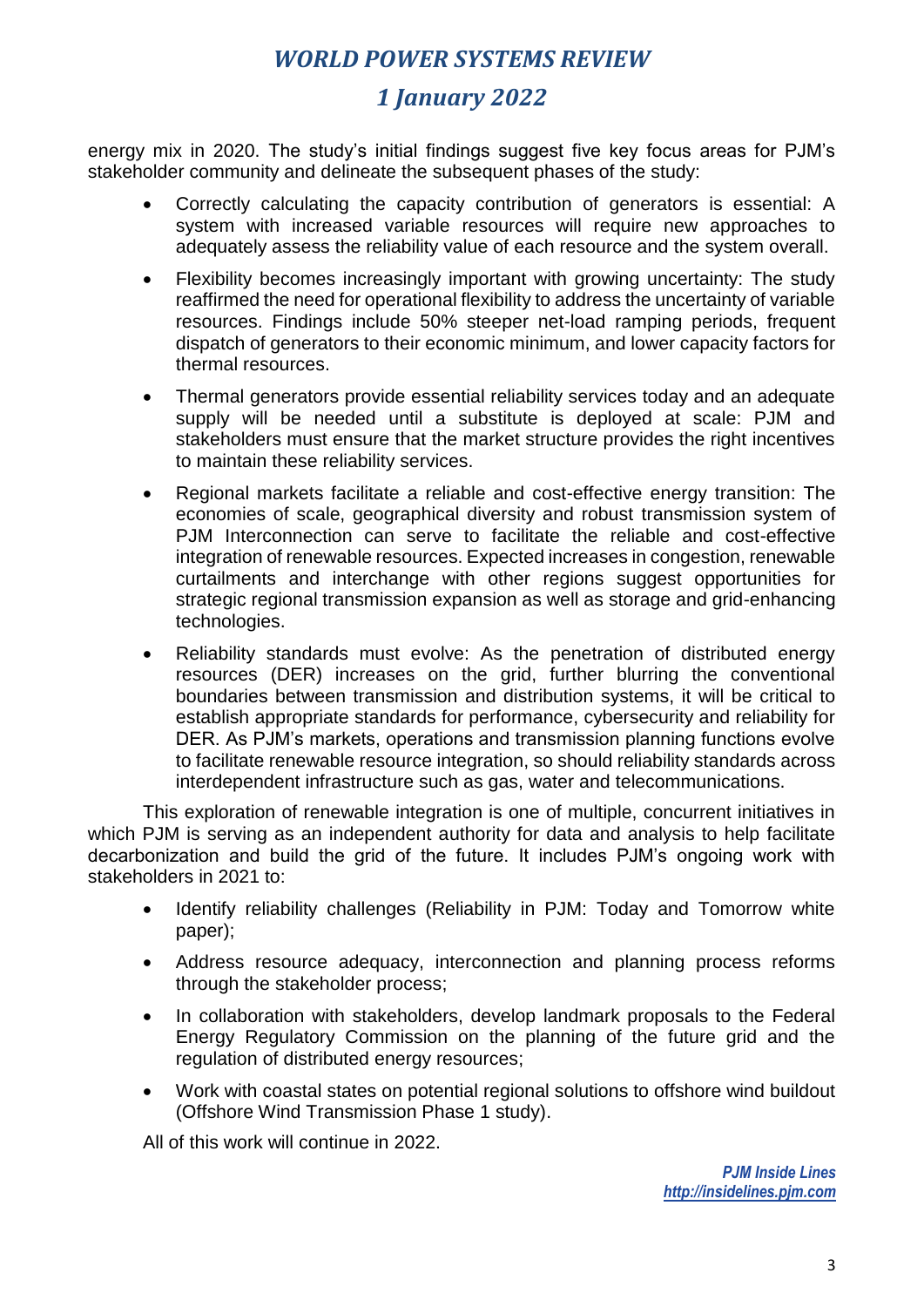energy mix in 2020. The study's initial findings suggest five key focus areas for PJM's stakeholder community and delineate the subsequent phases of the study:

- Correctly calculating the capacity contribution of generators is essential: A system with increased variable resources will require new approaches to adequately assess the reliability value of each resource and the system overall.
- Flexibility becomes increasingly important with growing uncertainty: The study reaffirmed the need for operational flexibility to address the uncertainty of variable resources. Findings include 50% steeper net-load ramping periods, frequent dispatch of generators to their economic minimum, and lower capacity factors for thermal resources.
- Thermal generators provide essential reliability services today and an adequate supply will be needed until a substitute is deployed at scale: PJM and stakeholders must ensure that the market structure provides the right incentives to maintain these reliability services.
- Regional markets facilitate a reliable and cost-effective energy transition: The economies of scale, geographical diversity and robust transmission system of PJM Interconnection can serve to facilitate the reliable and cost-effective integration of renewable resources. Expected increases in congestion, renewable curtailments and interchange with other regions suggest opportunities for strategic regional transmission expansion as well as storage and grid-enhancing technologies.
- Reliability standards must evolve: As the penetration of distributed energy resources (DER) increases on the grid, further blurring the conventional boundaries between transmission and distribution systems, it will be critical to establish appropriate standards for performance, cybersecurity and reliability for DER. As PJM's markets, operations and transmission planning functions evolve to facilitate renewable resource integration, so should reliability standards across interdependent infrastructure such as gas, water and telecommunications.

This exploration of renewable integration is one of multiple, concurrent initiatives in which PJM is serving as an independent authority for data and analysis to help facilitate decarbonization and build the grid of the future. It includes PJM's ongoing work with stakeholders in 2021 to:

- Identify reliability challenges (Reliability in PJM: Today and Tomorrow white paper);
- Address resource adequacy, interconnection and planning process reforms through the stakeholder process;
- In collaboration with stakeholders, develop landmark proposals to the Federal Energy Regulatory Commission on the planning of the future grid and the regulation of distributed energy resources;
- Work with coastal states on potential regional solutions to offshore wind buildout (Offshore Wind Transmission Phase 1 study).

All of this work will continue in 2022.

*PJM Inside Lines*
*http://insidelines.pjm.com*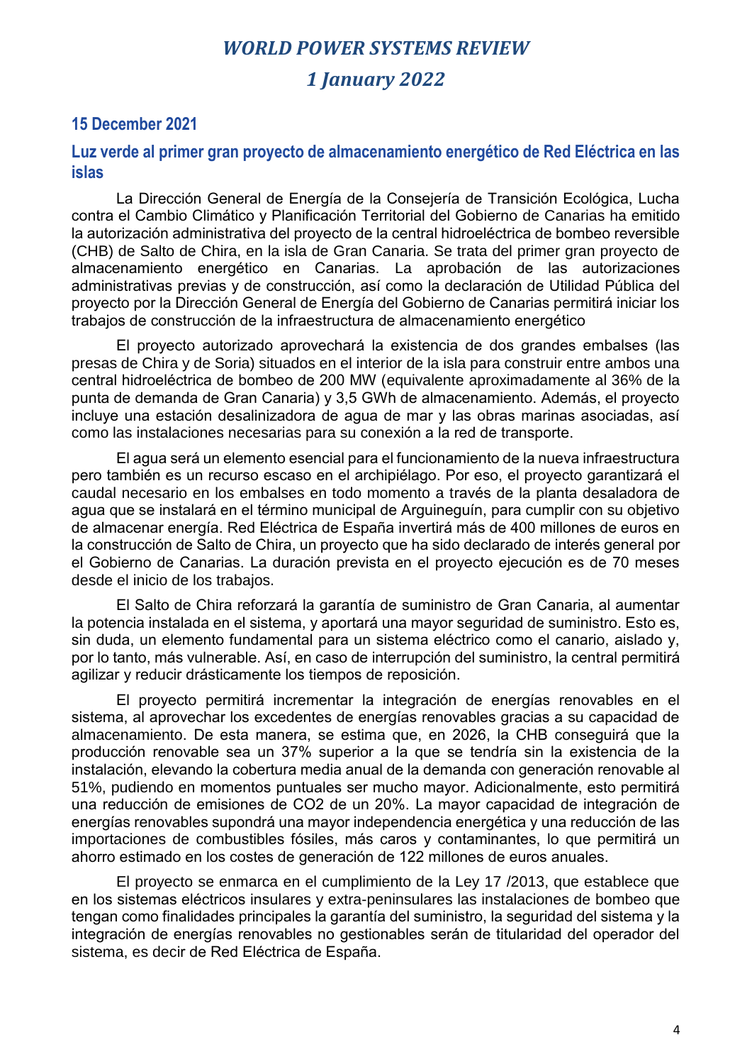## 15 December 2021

### Luz verde al primer gran proyecto de almacenamiento energético de Red Eléctrica en las islas

La Dirección General de Energía de la Consejería de Transición Ecológica, Lucha contra el Cambio Climático y Planificación Territorial del Gobierno de Canarias ha emitido la autorización administrativa del proyecto de la central hidroeléctrica de bombeo reversible (CHB) de Salto de Chira, en la isla de Gran Canaria. Se trata del primer gran proyecto de almacenamiento energético en Canarias. La aprobación de las autorizaciones administrativas previas y de construcción, así como la declaración de Utilidad Pública del proyecto por la Dirección General de Energía del Gobierno de Canarias permitirá iniciar los trabajos de construcción de la infraestructura de almacenamiento energético

El proyecto autorizado aprovechará la existencia de dos grandes embalses (las presas de Chira y de Soria) situados en el interior de la isla para construir entre ambos una central hidroeléctrica de bombeo de 200 MW (equivalente aproximadamente al 36% de la punta de demanda de Gran Canaria) y 3,5 GWh de almacenamiento. Además, el proyecto incluye una estación desalinizadora de agua de mar y las obras marinas asociadas, así como las instalaciones necesarias para su conexión a la red de transporte.

El agua será un elemento esencial para el funcionamiento de la nueva infraestructura pero también es un recurso escaso en el archipiélago. Por eso, el proyecto garantizará el caudal necesario en los embalses en todo momento a través de la planta desaladora de agua que se instalará en el término municipal de Arguineguín, para cumplir con su objetivo de almacenar energía. Red Eléctrica de España invertirá más de 400 millones de euros en la construcción de Salto de Chira, un proyecto que ha sido declarado de interés general por el Gobierno de Canarias. La duración prevista en el proyecto ejecución es de 70 meses desde el inicio de los trabajos.

El Salto de Chira reforzará la garantía de suministro de Gran Canaria, al aumentar la potencia instalada en el sistema, y aportará una mayor seguridad de suministro. Esto es, sin duda, un elemento fundamental para un sistema eléctrico como el canario, aislado y, por lo tanto, más vulnerable. Así, en caso de interrupción del suministro, la central permitirá agilizar y reducir drásticamente los tiempos de reposición.

El proyecto permitirá incrementar la integración de energías renovables en el sistema, al aprovechar los excedentes de energías renovables gracias a su capacidad de almacenamiento. De esta manera, se estima que, en 2026, la CHB conseguirá que la producción renovable sea un 37% superior a la que se tendría sin la existencia de la instalación, elevando la cobertura media anual de la demanda con generación renovable al 51%, pudiendo en momentos puntuales ser mucho mayor. Adicionalmente, esto permitirá una reducción de emisiones de $CO_2$ de un 20%. La mayor capacidad de integración de energías renovables supondrá una mayor independencia energética y una reducción de las importaciones de combustibles fósiles, más caros y contaminantes, lo que permitirá un ahorro estimado en los costes de generación de 122 millones de euros anuales.

El proyecto se enmarca en el cumplimiento de la Ley 17 /2013, que establece que en los sistemas eléctricos insulares y extra-peninsulares las instalaciones de bombeo que tengan como finalidades principales la garantía del suministro, la seguridad del sistema y la integración de energías renovables no gestionables serán de titularidad del operador del sistema, es decir de Red Eléctrica de España.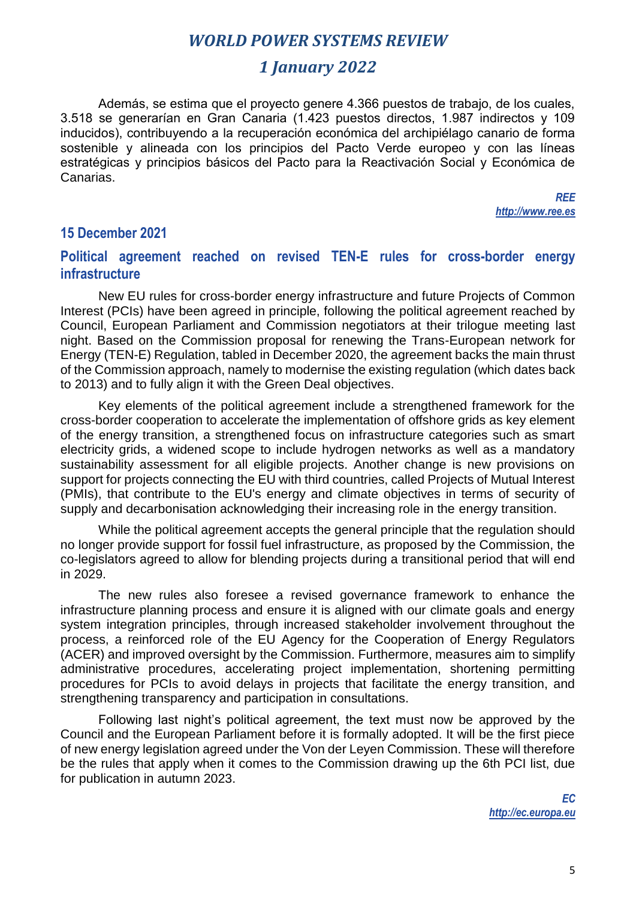Además, se estima que el proyecto genere 4.366 puestos de trabajo, de los cuales, 3.518 se generarían en Gran Canaria (1.423 puestos directos, 1.987 indirectos y 109 inducidos), contribuyendo a la recuperación económica del archipiélago canario de forma sostenible y alineada con los principios del Pacto Verde europeo y con las líneas estratégicas y principios básicos del Pacto para la Reactivación Social y Económica de Canarias.

*REE*
*http://www.ree.es*

## 15 December 2021

### Political agreement reached on revised TEN-E rules for cross-border energy infrastructure

New EU rules for cross-border energy infrastructure and future Projects of Common Interest (PCIs) have been agreed in principle, following the political agreement reached by Council, European Parliament and Commission negotiators at their trilogue meeting last night. Based on the Commission proposal for renewing the Trans-European network for Energy (TEN-E) Regulation, tabled in December 2020, the agreement backs the main thrust of the Commission approach, namely to modernise the existing regulation (which dates back to 2013) and to fully align it with the Green Deal objectives.

Key elements of the political agreement include a strengthened framework for the cross-border cooperation to accelerate the implementation of offshore grids as key element of the energy transition, a strengthened focus on infrastructure categories such as smart electricity grids, a widened scope to include hydrogen networks as well as a mandatory sustainability assessment for all eligible projects. Another change is new provisions on support for projects connecting the EU with third countries, called Projects of Mutual Interest (PMIs), that contribute to the EU's energy and climate objectives in terms of security of supply and decarbonisation acknowledging their increasing role in the energy transition.

While the political agreement accepts the general principle that the regulation should no longer provide support for fossil fuel infrastructure, as proposed by the Commission, the co-legislators agreed to allow for blending projects during a transitional period that will end in 2029.

The new rules also foresee a revised governance framework to enhance the infrastructure planning process and ensure it is aligned with our climate goals and energy system integration principles, through increased stakeholder involvement throughout the process, a reinforced role of the EU Agency for the Cooperation of Energy Regulators (ACER) and improved oversight by the Commission. Furthermore, measures aim to simplify administrative procedures, accelerating project implementation, shortening permitting procedures for PCIs to avoid delays in projects that facilitate the energy transition, and strengthening transparency and participation in consultations.

Following last night's political agreement, the text must now be approved by the Council and the European Parliament before it is formally adopted. It will be the first piece of new energy legislation agreed under the Von der Leyen Commission. These will therefore be the rules that apply when it comes to the Commission drawing up the 6th PCI list, due for publication in autumn 2023.

*EC*
*http://ec.europa.eu*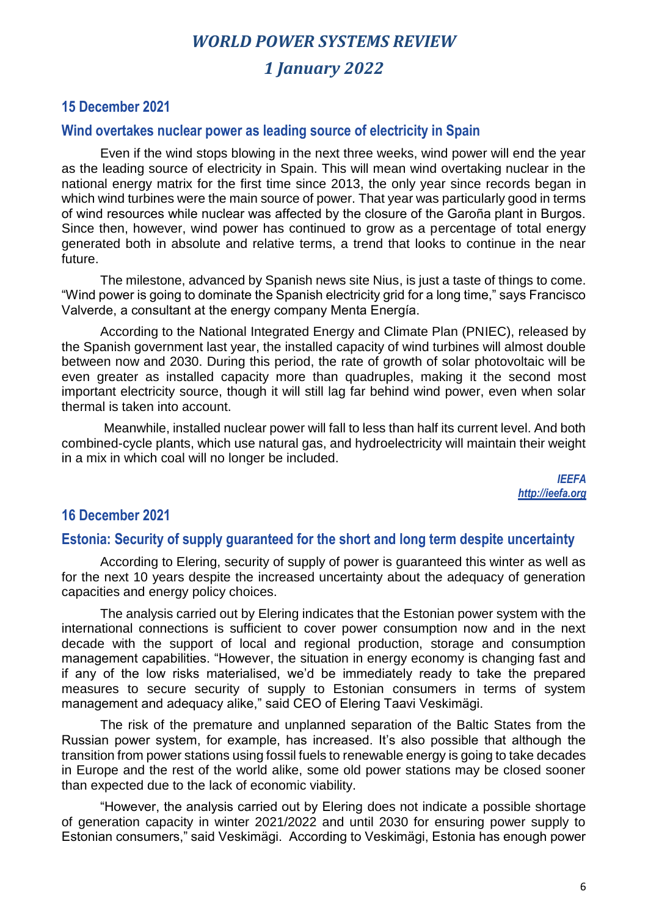## 15 December 2021

### Wind overtakes nuclear power as leading source of electricity in Spain

Even if the wind stops blowing in the next three weeks, wind power will end the year as the leading source of electricity in Spain. This will mean wind overtaking nuclear in the national energy matrix for the first time since 2013, the only year since records began in which wind turbines were the main source of power. That year was particularly good in terms of wind resources while nuclear was affected by the closure of the Garoña plant in Burgos. Since then, however, wind power has continued to grow as a percentage of total energy generated both in absolute and relative terms, a trend that looks to continue in the near future.

The milestone, advanced by Spanish news site Nius, is just a taste of things to come. "Wind power is going to dominate the Spanish electricity grid for a long time," says Francisco Valverde, a consultant at the energy company Menta Energía.

According to the National Integrated Energy and Climate Plan (PNIEC), released by the Spanish government last year, the installed capacity of wind turbines will almost double between now and 2030. During this period, the rate of growth of solar photovoltaic will be even greater as installed capacity more than quadruples, making it the second most important electricity source, though it will still lag far behind wind power, even when solar thermal is taken into account.

Meanwhile, installed nuclear power will fall to less than half its current level. And both combined-cycle plants, which use natural gas, and hydroelectricity will maintain their weight in a mix in which coal will no longer be included.

*IEEFA*
*http://ieefa.org*

## 16 December 2021

### Estonia: Security of supply guaranteed for the short and long term despite uncertainty

According to Elering, security of supply of power is guaranteed this winter as well as for the next 10 years despite the increased uncertainty about the adequacy of generation capacities and energy policy choices.

The analysis carried out by Elering indicates that the Estonian power system with the international connections is sufficient to cover power consumption now and in the next decade with the support of local and regional production, storage and consumption management capabilities. "However, the situation in energy economy is changing fast and if any of the low risks materialised, we'd be immediately ready to take the prepared measures to secure security of supply to Estonian consumers in terms of system management and adequacy alike," said CEO of Elering Taavi Veskimägi.

The risk of the premature and unplanned separation of the Baltic States from the Russian power system, for example, has increased. It's also possible that although the transition from power stations using fossil fuels to renewable energy is going to take decades in Europe and the rest of the world alike, some old power stations may be closed sooner than expected due to the lack of economic viability.

"However, the analysis carried out by Elering does not indicate a possible shortage of generation capacity in winter 2021/2022 and until 2030 for ensuring power supply to Estonian consumers," said Veskimägi. According to Veskimägi, Estonia has enough power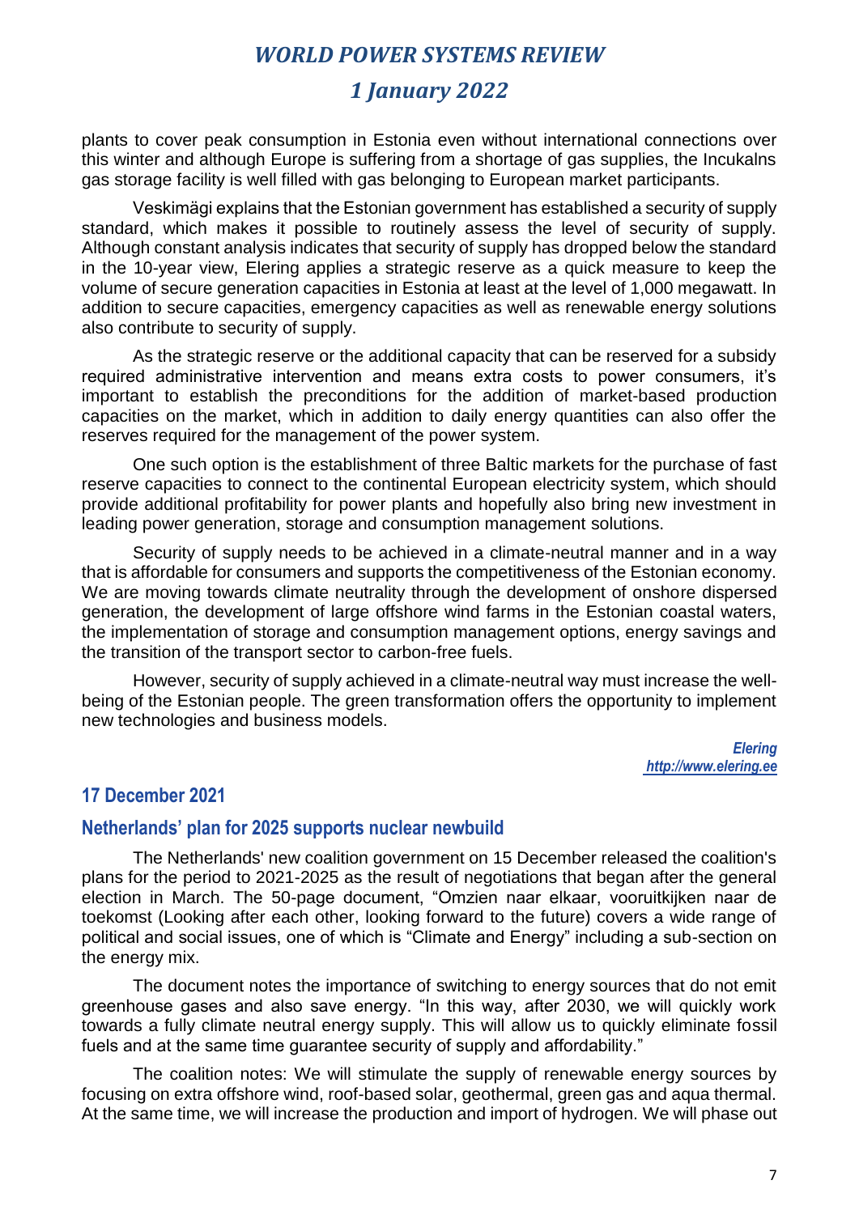plants to cover peak consumption in Estonia even without international connections over this winter and although Europe is suffering from a shortage of gas supplies, the Incukalns gas storage facility is well filled with gas belonging to European market participants.

Veskimägi explains that the Estonian government has established a security of supply standard, which makes it possible to routinely assess the level of security of supply. Although constant analysis indicates that security of supply has dropped below the standard in the 10-year view, Elering applies a strategic reserve as a quick measure to keep the volume of secure generation capacities in Estonia at least at the level of 1,000 megawatt. In addition to secure capacities, emergency capacities as well as renewable energy solutions also contribute to security of supply.

As the strategic reserve or the additional capacity that can be reserved for a subsidy required administrative intervention and means extra costs to power consumers, it's important to establish the preconditions for the addition of market-based production capacities on the market, which in addition to daily energy quantities can also offer the reserves required for the management of the power system.

One such option is the establishment of three Baltic markets for the purchase of fast reserve capacities to connect to the continental European electricity system, which should provide additional profitability for power plants and hopefully also bring new investment in leading power generation, storage and consumption management solutions.

Security of supply needs to be achieved in a climate-neutral manner and in a way that is affordable for consumers and supports the competitiveness of the Estonian economy. We are moving towards climate neutrality through the development of onshore dispersed generation, the development of large offshore wind farms in the Estonian coastal waters, the implementation of storage and consumption management options, energy savings and the transition of the transport sector to carbon-free fuels.

However, security of supply achieved in a climate-neutral way must increase the well-being of the Estonian people. The green transformation offers the opportunity to implement new technologies and business models.

***Elering***
***http://www.elering.ee***

## 17 December 2021

### Netherlands' plan for 2025 supports nuclear newbuild

The Netherlands' new coalition government on 15 December released the coalition's plans for the period to 2021-2025 as the result of negotiations that began after the general election in March. The 50-page document, "Omzien naar elkaar, vooruitkijken naar de toekomst (Looking after each other, looking forward to the future) covers a wide range of political and social issues, one of which is "Climate and Energy" including a sub-section on the energy mix.

The document notes the importance of switching to energy sources that do not emit greenhouse gases and also save energy. "In this way, after 2030, we will quickly work towards a fully climate neutral energy supply. This will allow us to quickly eliminate fossil fuels and at the same time guarantee security of supply and affordability."

The coalition notes: We will stimulate the supply of renewable energy sources by focusing on extra offshore wind, roof-based solar, geothermal, green gas and aqua thermal. At the same time, we will increase the production and import of hydrogen. We will phase out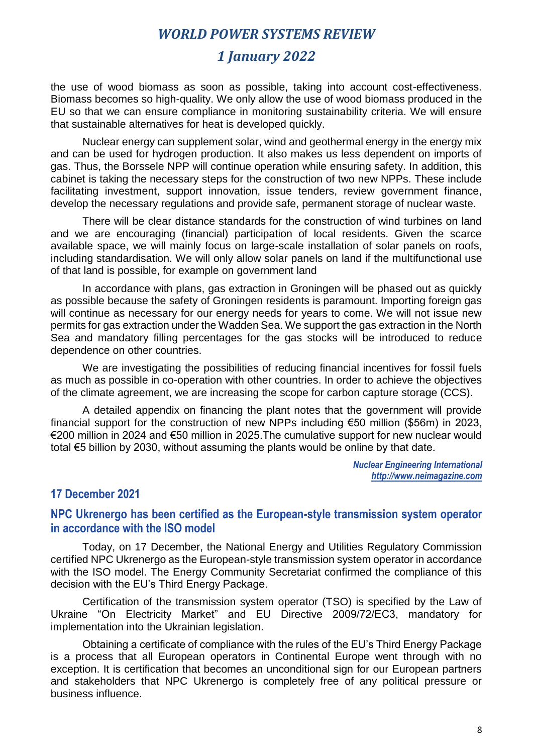the use of wood biomass as soon as possible, taking into account cost-effectiveness. Biomass becomes so high-quality. We only allow the use of wood biomass produced in the EU so that we can ensure compliance in monitoring sustainability criteria. We will ensure that sustainable alternatives for heat is developed quickly.

Nuclear energy can supplement solar, wind and geothermal energy in the energy mix and can be used for hydrogen production. It also makes us less dependent on imports of gas. Thus, the Borssele NPP will continue operation while ensuring safety. In addition, this cabinet is taking the necessary steps for the construction of two new NPPs. These include facilitating investment, support innovation, issue tenders, review government finance, develop the necessary regulations and provide safe, permanent storage of nuclear waste.

There will be clear distance standards for the construction of wind turbines on land and we are encouraging (financial) participation of local residents. Given the scarce available space, we will mainly focus on large-scale installation of solar panels on roofs, including standardisation. We will only allow solar panels on land if the multifunctional use of that land is possible, for example on government land

In accordance with plans, gas extraction in Groningen will be phased out as quickly as possible because the safety of Groningen residents is paramount. Importing foreign gas will continue as necessary for our energy needs for years to come. We will not issue new permits for gas extraction under the Wadden Sea. We support the gas extraction in the North Sea and mandatory filling percentages for the gas stocks will be introduced to reduce dependence on other countries.

We are investigating the possibilities of reducing financial incentives for fossil fuels as much as possible in co-operation with other countries. In order to achieve the objectives of the climate agreement, we are increasing the scope for carbon capture storage (CCS).

A detailed appendix on financing the plant notes that the government will provide financial support for the construction of new NPPs including €50 million ($56m) in 2023, €200 million in 2024 and €50 million in 2025.The cumulative support for new nuclear would total €5 billion by 2030, without assuming the plants would be online by that date.

*Nuclear Engineering International*
*http://www.neimagazine.com*

## 17 December 2021

### NPC Ukrenergo has been certified as the European-style transmission system operator in accordance with the ISO model

Today, on 17 December, the National Energy and Utilities Regulatory Commission certified NPC Ukrenergo as the European-style transmission system operator in accordance with the ISO model. The Energy Community Secretariat confirmed the compliance of this decision with the EU's Third Energy Package.

Certification of the transmission system operator (TSO) is specified by the Law of Ukraine "On Electricity Market" and EU Directive 2009/72/EC3, mandatory for implementation into the Ukrainian legislation.

Obtaining a certificate of compliance with the rules of the EU's Third Energy Package is a process that all European operators in Continental Europe went through with no exception. It is certification that becomes an unconditional sign for our European partners and stakeholders that NPC Ukrenergo is completely free of any political pressure or business influence.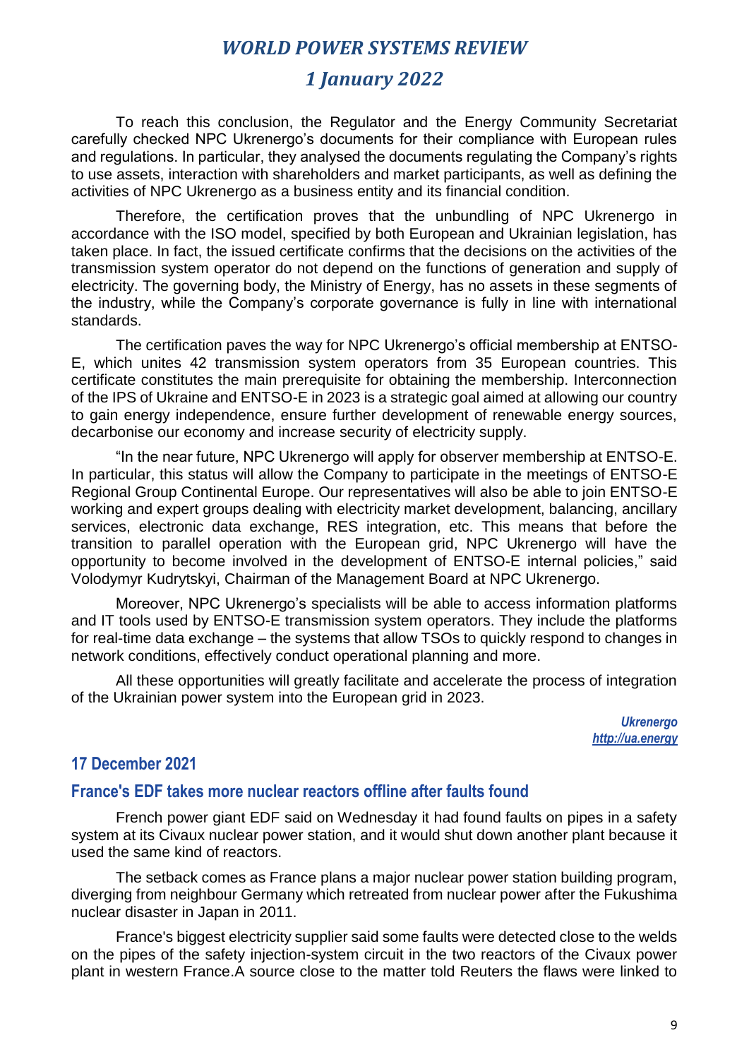To reach this conclusion, the Regulator and the Energy Community Secretariat carefully checked NPC Ukrenergo's documents for their compliance with European rules and regulations. In particular, they analysed the documents regulating the Company's rights to use assets, interaction with shareholders and market participants, as well as defining the activities of NPC Ukrenergo as a business entity and its financial condition.

Therefore, the certification proves that the unbundling of NPC Ukrenergo in accordance with the ISO model, specified by both European and Ukrainian legislation, has taken place. In fact, the issued certificate confirms that the decisions on the activities of the transmission system operator do not depend on the functions of generation and supply of electricity. The governing body, the Ministry of Energy, has no assets in these segments of the industry, while the Company's corporate governance is fully in line with international standards.

The certification paves the way for NPC Ukrenergo's official membership at ENTSO-E, which unites 42 transmission system operators from 35 European countries. This certificate constitutes the main prerequisite for obtaining the membership. Interconnection of the IPS of Ukraine and ENTSO-E in 2023 is a strategic goal aimed at allowing our country to gain energy independence, ensure further development of renewable energy sources, decarbonise our economy and increase security of electricity supply.

"In the near future, NPC Ukrenergo will apply for observer membership at ENTSO-E. In particular, this status will allow the Company to participate in the meetings of ENTSO-E Regional Group Continental Europe. Our representatives will also be able to join ENTSO-E working and expert groups dealing with electricity market development, balancing, ancillary services, electronic data exchange, RES integration, etc. This means that before the transition to parallel operation with the European grid, NPC Ukrenergo will have the opportunity to become involved in the development of ENTSO-E internal policies," said Volodymyr Kudrytskyi, Chairman of the Management Board at NPC Ukrenergo.

Moreover, NPC Ukrenergo's specialists will be able to access information platforms and IT tools used by ENTSO-E transmission system operators. They include the platforms for real-time data exchange – the systems that allow TSOs to quickly respond to changes in network conditions, effectively conduct operational planning and more.

All these opportunities will greatly facilitate and accelerate the process of integration of the Ukrainian power system into the European grid in 2023.

*Ukrenergo*
*http://ua.energy*

## 17 December 2021

### France's EDF takes more nuclear reactors offline after faults found

French power giant EDF said on Wednesday it had found faults on pipes in a safety system at its Civaux nuclear power station, and it would shut down another plant because it used the same kind of reactors.

The setback comes as France plans a major nuclear power station building program, diverging from neighbour Germany which retreated from nuclear power after the Fukushima nuclear disaster in Japan in 2011.

France's biggest electricity supplier said some faults were detected close to the welds on the pipes of the safety injection-system circuit in the two reactors of the Civaux power plant in western France.A source close to the matter told Reuters the flaws were linked to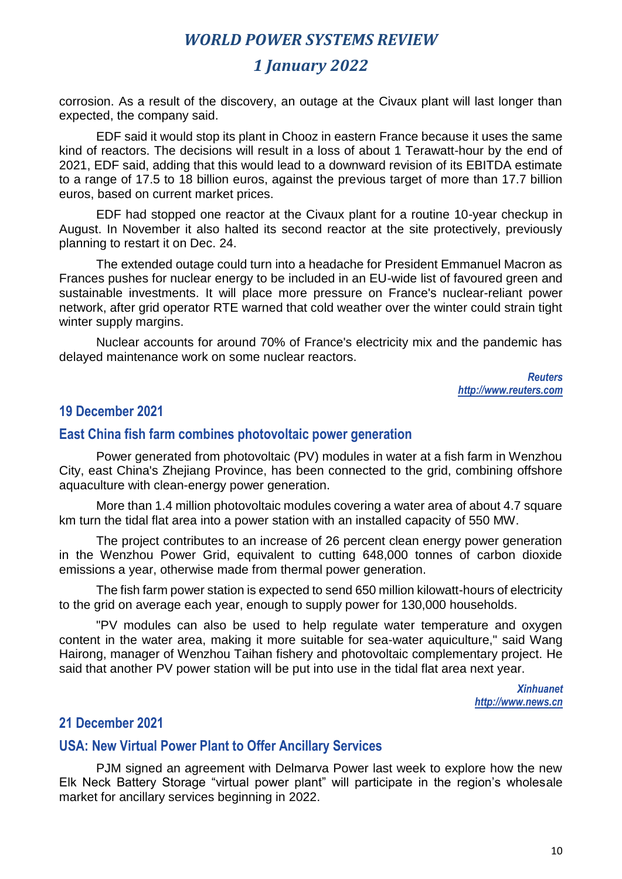corrosion. As a result of the discovery, an outage at the Civaux plant will last longer than expected, the company said.

EDF said it would stop its plant in Chooz in eastern France because it uses the same kind of reactors. The decisions will result in a loss of about 1 Terawatt-hour by the end of 2021, EDF said, adding that this would lead to a downward revision of its EBITDA estimate to a range of 17.5 to 18 billion euros, against the previous target of more than 17.7 billion euros, based on current market prices.

EDF had stopped one reactor at the Civaux plant for a routine 10-year checkup in August. In November it also halted its second reactor at the site protectively, previously planning to restart it on Dec. 24.

The extended outage could turn into a headache for President Emmanuel Macron as Frances pushes for nuclear energy to be included in an EU-wide list of favoured green and sustainable investments. It will place more pressure on France's nuclear-reliant power network, after grid operator RTE warned that cold weather over the winter could strain tight winter supply margins.

Nuclear accounts for around 70% of France's electricity mix and the pandemic has delayed maintenance work on some nuclear reactors.

*Reuters*
*http://www.reuters.com*

## 19 December 2021

### East China fish farm combines photovoltaic power generation

Power generated from photovoltaic (PV) modules in water at a fish farm in Wenzhou City, east China's Zhejiang Province, has been connected to the grid, combining offshore aquaculture with clean-energy power generation.

More than 1.4 million photovoltaic modules covering a water area of about 4.7 square km turn the tidal flat area into a power station with an installed capacity of 550 MW.

The project contributes to an increase of 26 percent clean energy power generation in the Wenzhou Power Grid, equivalent to cutting 648,000 tonnes of carbon dioxide emissions a year, otherwise made from thermal power generation.

The fish farm power station is expected to send 650 million kilowatt-hours of electricity to the grid on average each year, enough to supply power for 130,000 households.

"PV modules can also be used to help regulate water temperature and oxygen content in the water area, making it more suitable for sea-water aquiculture," said Wang Hairong, manager of Wenzhou Taihan fishery and photovoltaic complementary project. He said that another PV power station will be put into use in the tidal flat area next year.

*Xinhuanet*
*http://www.news.cn*

## 21 December 2021

### USA: New Virtual Power Plant to Offer Ancillary Services

PJM signed an agreement with Delmarva Power last week to explore how the new Elk Neck Battery Storage "virtual power plant" will participate in the region's wholesale market for ancillary services beginning in 2022.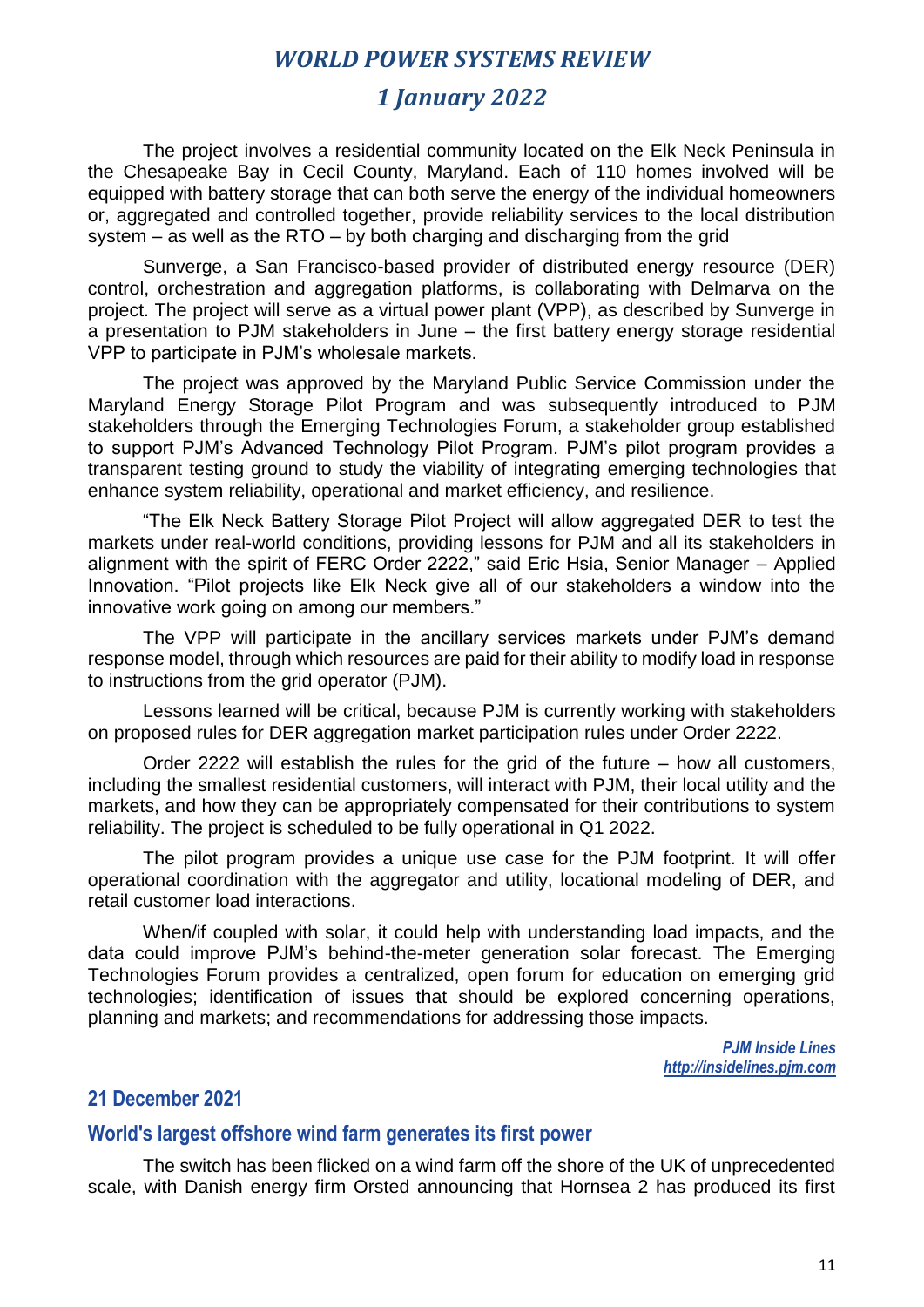The project involves a residential community located on the Elk Neck Peninsula in the Chesapeake Bay in Cecil County, Maryland. Each of 110 homes involved will be equipped with battery storage that can both serve the energy of the individual homeowners or, aggregated and controlled together, provide reliability services to the local distribution system – as well as the RTO – by both charging and discharging from the grid

Sunverge, a San Francisco-based provider of distributed energy resource (DER) control, orchestration and aggregation platforms, is collaborating with Delmarva on the project. The project will serve as a virtual power plant (VPP), as described by Sunverge in a presentation to PJM stakeholders in June – the first battery energy storage residential VPP to participate in PJM's wholesale markets.

The project was approved by the Maryland Public Service Commission under the Maryland Energy Storage Pilot Program and was subsequently introduced to PJM stakeholders through the Emerging Technologies Forum, a stakeholder group established to support PJM's Advanced Technology Pilot Program. PJM's pilot program provides a transparent testing ground to study the viability of integrating emerging technologies that enhance system reliability, operational and market efficiency, and resilience.

"The Elk Neck Battery Storage Pilot Project will allow aggregated DER to test the markets under real-world conditions, providing lessons for PJM and all its stakeholders in alignment with the spirit of FERC Order 2222," said Eric Hsia, Senior Manager – Applied Innovation. "Pilot projects like Elk Neck give all of our stakeholders a window into the innovative work going on among our members."

The VPP will participate in the ancillary services markets under PJM's demand response model, through which resources are paid for their ability to modify load in response to instructions from the grid operator (PJM).

Lessons learned will be critical, because PJM is currently working with stakeholders on proposed rules for DER aggregation market participation rules under Order 2222.

Order 2222 will establish the rules for the grid of the future – how all customers, including the smallest residential customers, will interact with PJM, their local utility and the markets, and how they can be appropriately compensated for their contributions to system reliability. The project is scheduled to be fully operational in Q1 2022.

The pilot program provides a unique use case for the PJM footprint. It will offer operational coordination with the aggregator and utility, locational modeling of DER, and retail customer load interactions.

When/if coupled with solar, it could help with understanding load impacts, and the data could improve PJM's behind-the-meter generation solar forecast. The Emerging Technologies Forum provides a centralized, open forum for education on emerging grid technologies; identification of issues that should be explored concerning operations, planning and markets; and recommendations for addressing those impacts.

*PJM Inside Lines*
*http://insidelines.pjm.com*

## 21 December 2021

### World's largest offshore wind farm generates its first power

The switch has been flicked on a wind farm off the shore of the UK of unprecedented scale, with Danish energy firm Orsted announcing that Hornsea 2 has produced its first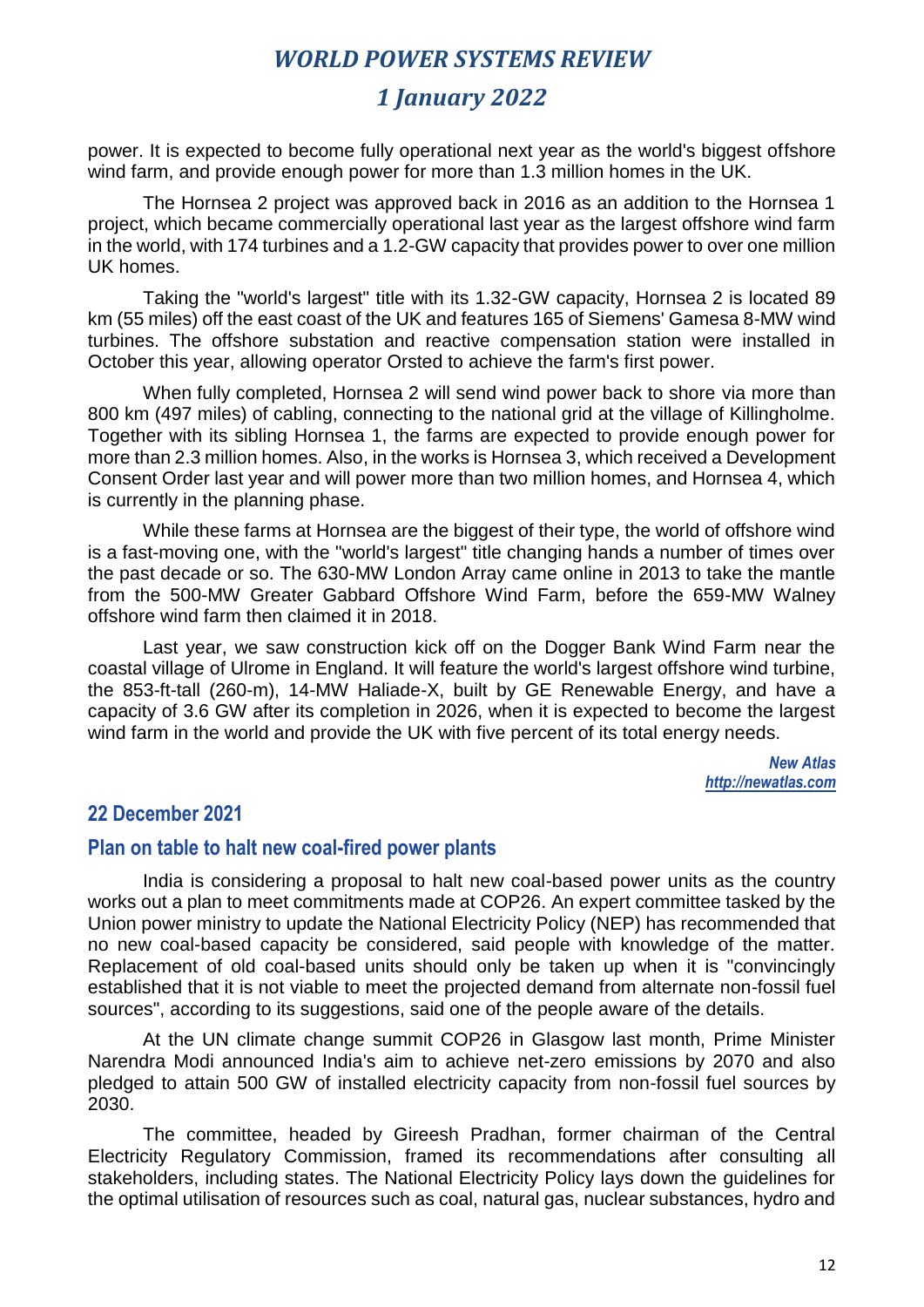power. It is expected to become fully operational next year as the world's biggest offshore wind farm, and provide enough power for more than 1.3 million homes in the UK.

The Hornsea 2 project was approved back in 2016 as an addition to the Hornsea 1 project, which became commercially operational last year as the largest offshore wind farm in the world, with 174 turbines and a 1.2-GW capacity that provides power to over one million UK homes.

Taking the "world's largest" title with its 1.32-GW capacity, Hornsea 2 is located 89 km (55 miles) off the east coast of the UK and features 165 of Siemens' Gamesa 8-MW wind turbines. The offshore substation and reactive compensation station were installed in October this year, allowing operator Orsted to achieve the farm's first power.

When fully completed, Hornsea 2 will send wind power back to shore via more than 800 km (497 miles) of cabling, connecting to the national grid at the village of Killingholme. Together with its sibling Hornsea 1, the farms are expected to provide enough power for more than 2.3 million homes. Also, in the works is Hornsea 3, which received a Development Consent Order last year and will power more than two million homes, and Hornsea 4, which is currently in the planning phase.

While these farms at Hornsea are the biggest of their type, the world of offshore wind is a fast-moving one, with the "world's largest" title changing hands a number of times over the past decade or so. The 630-MW London Array came online in 2013 to take the mantle from the 500-MW Greater Gabbard Offshore Wind Farm, before the 659-MW Walney offshore wind farm then claimed it in 2018.

Last year, we saw construction kick off on the Dogger Bank Wind Farm near the coastal village of Ulrome in England. It will feature the world's largest offshore wind turbine, the 853-ft-tall (260-m), 14-MW Haliade-X, built by GE Renewable Energy, and have a capacity of 3.6 GW after its completion in 2026, when it is expected to become the largest wind farm in the world and provide the UK with five percent of its total energy needs.

*New Atlas*
*http://newatlas.com*

## 22 December 2021

### Plan on table to halt new coal-fired power plants

India is considering a proposal to halt new coal-based power units as the country works out a plan to meet commitments made at COP26. An expert committee tasked by the Union power ministry to update the National Electricity Policy (NEP) has recommended that no new coal-based capacity be considered, said people with knowledge of the matter. Replacement of old coal-based units should only be taken up when it is "convincingly established that it is not viable to meet the projected demand from alternate non-fossil fuel sources", according to its suggestions, said one of the people aware of the details.

At the UN climate change summit COP26 in Glasgow last month, Prime Minister Narendra Modi announced India's aim to achieve net-zero emissions by 2070 and also pledged to attain 500 GW of installed electricity capacity from non-fossil fuel sources by 2030.

The committee, headed by Gireesh Pradhan, former chairman of the Central Electricity Regulatory Commission, framed its recommendations after consulting all stakeholders, including states. The National Electricity Policy lays down the guidelines for the optimal utilisation of resources such as coal, natural gas, nuclear substances, hydro and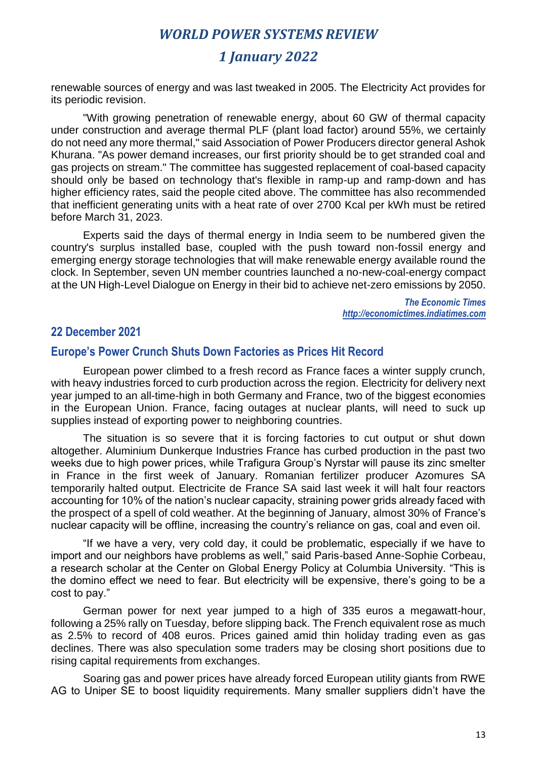renewable sources of energy and was last tweaked in 2005. The Electricity Act provides for its periodic revision.

"With growing penetration of renewable energy, about 60 GW of thermal capacity under construction and average thermal PLF (plant load factor) around 55%, we certainly do not need any more thermal," said Association of Power Producers director general Ashok Khurana. "As power demand increases, our first priority should be to get stranded coal and gas projects on stream." The committee has suggested replacement of coal-based capacity should only be based on technology that's flexible in ramp-up and ramp-down and has higher efficiency rates, said the people cited above. The committee has also recommended that inefficient generating units with a heat rate of over 2700 Kcal per kWh must be retired before March 31, 2023.

Experts said the days of thermal energy in India seem to be numbered given the country's surplus installed base, coupled with the push toward non-fossil energy and emerging energy storage technologies that will make renewable energy available round the clock. In September, seven UN member countries launched a no-new-coal-energy compact at the UN High-Level Dialogue on Energy in their bid to achieve net-zero emissions by 2050.

*The Economic Times*
*http://economictimes.indiatimes.com*

## 22 December 2021

### Europe's Power Crunch Shuts Down Factories as Prices Hit Record

European power climbed to a fresh record as France faces a winter supply crunch, with heavy industries forced to curb production across the region. Electricity for delivery next year jumped to an all-time-high in both Germany and France, two of the biggest economies in the European Union. France, facing outages at nuclear plants, will need to suck up supplies instead of exporting power to neighboring countries.

The situation is so severe that it is forcing factories to cut output or shut down altogether. Aluminium Dunkerque Industries France has curbed production in the past two weeks due to high power prices, while Trafigura Group's Nyrstar will pause its zinc smelter in France in the first week of January. Romanian fertilizer producer Azomures SA temporarily halted output. Electricite de France SA said last week it will halt four reactors accounting for 10% of the nation's nuclear capacity, straining power grids already faced with the prospect of a spell of cold weather. At the beginning of January, almost 30% of France's nuclear capacity will be offline, increasing the country's reliance on gas, coal and even oil.

"If we have a very, very cold day, it could be problematic, especially if we have to import and our neighbors have problems as well," said Paris-based Anne-Sophie Corbeau, a research scholar at the Center on Global Energy Policy at Columbia University. "This is the domino effect we need to fear. But electricity will be expensive, there's going to be a cost to pay."

German power for next year jumped to a high of 335 euros a megawatt-hour, following a 25% rally on Tuesday, before slipping back. The French equivalent rose as much as 2.5% to record of 408 euros. Prices gained amid thin holiday trading even as gas declines. There was also speculation some traders may be closing short positions due to rising capital requirements from exchanges.

Soaring gas and power prices have already forced European utility giants from RWE AG to Uniper SE to boost liquidity requirements. Many smaller suppliers didn't have the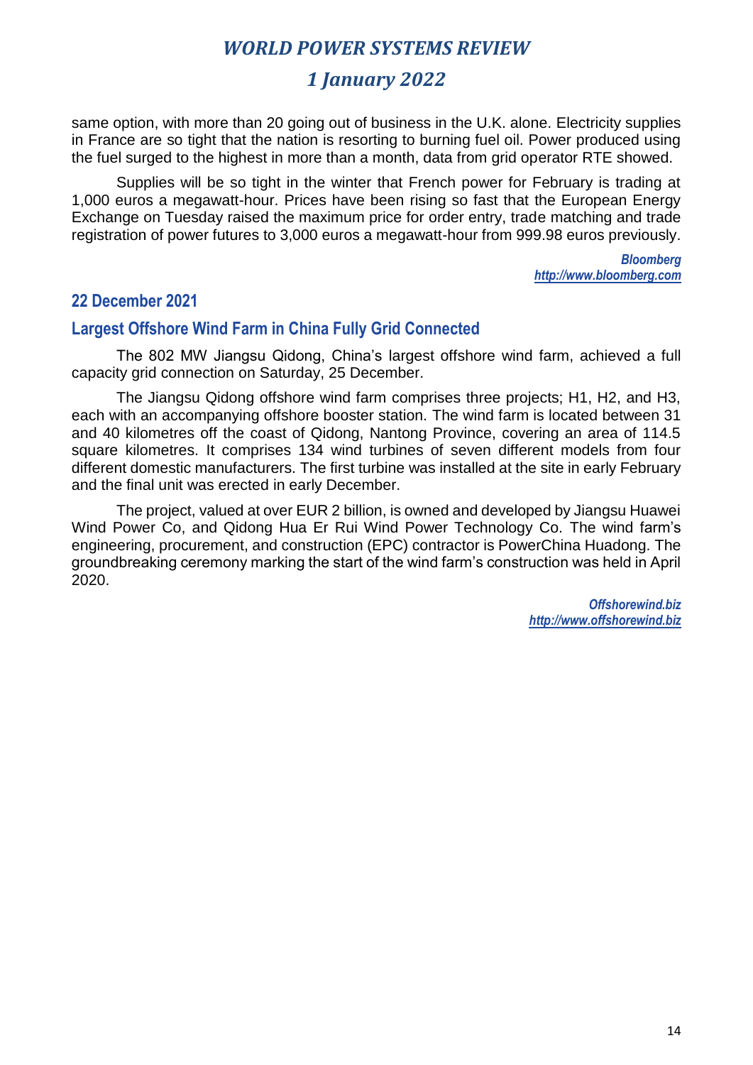same option, with more than 20 going out of business in the U.K. alone. Electricity supplies in France are so tight that the nation is resorting to burning fuel oil. Power produced using the fuel surged to the highest in more than a month, data from grid operator RTE showed.

Supplies will be so tight in the winter that French power for February is trading at 1,000 euros a megawatt-hour. Prices have been rising so fast that the European Energy Exchange on Tuesday raised the maximum price for order entry, trade matching and trade registration of power futures to 3,000 euros a megawatt-hour from 999.98 euros previously.

*Bloomberg*
*http://www.bloomberg.com*

## 22 December 2021

### Largest Offshore Wind Farm in China Fully Grid Connected

The 802 MW Jiangsu Qidong, China's largest offshore wind farm, achieved a full capacity grid connection on Saturday, 25 December.

The Jiangsu Qidong offshore wind farm comprises three projects; H1, H2, and H3, each with an accompanying offshore booster station. The wind farm is located between 31 and 40 kilometres off the coast of Qidong, Nantong Province, covering an area of 114.5 square kilometres. It comprises 134 wind turbines of seven different models from four different domestic manufacturers. The first turbine was installed at the site in early February and the final unit was erected in early December.

The project, valued at over EUR 2 billion, is owned and developed by Jiangsu Huawei Wind Power Co, and Qidong Hua Er Rui Wind Power Technology Co. The wind farm's engineering, procurement, and construction (EPC) contractor is PowerChina Huadong. The groundbreaking ceremony marking the start of the wind farm's construction was held in April 2020.

*Offshorewind.biz*
*http://www.offshorewind.biz*